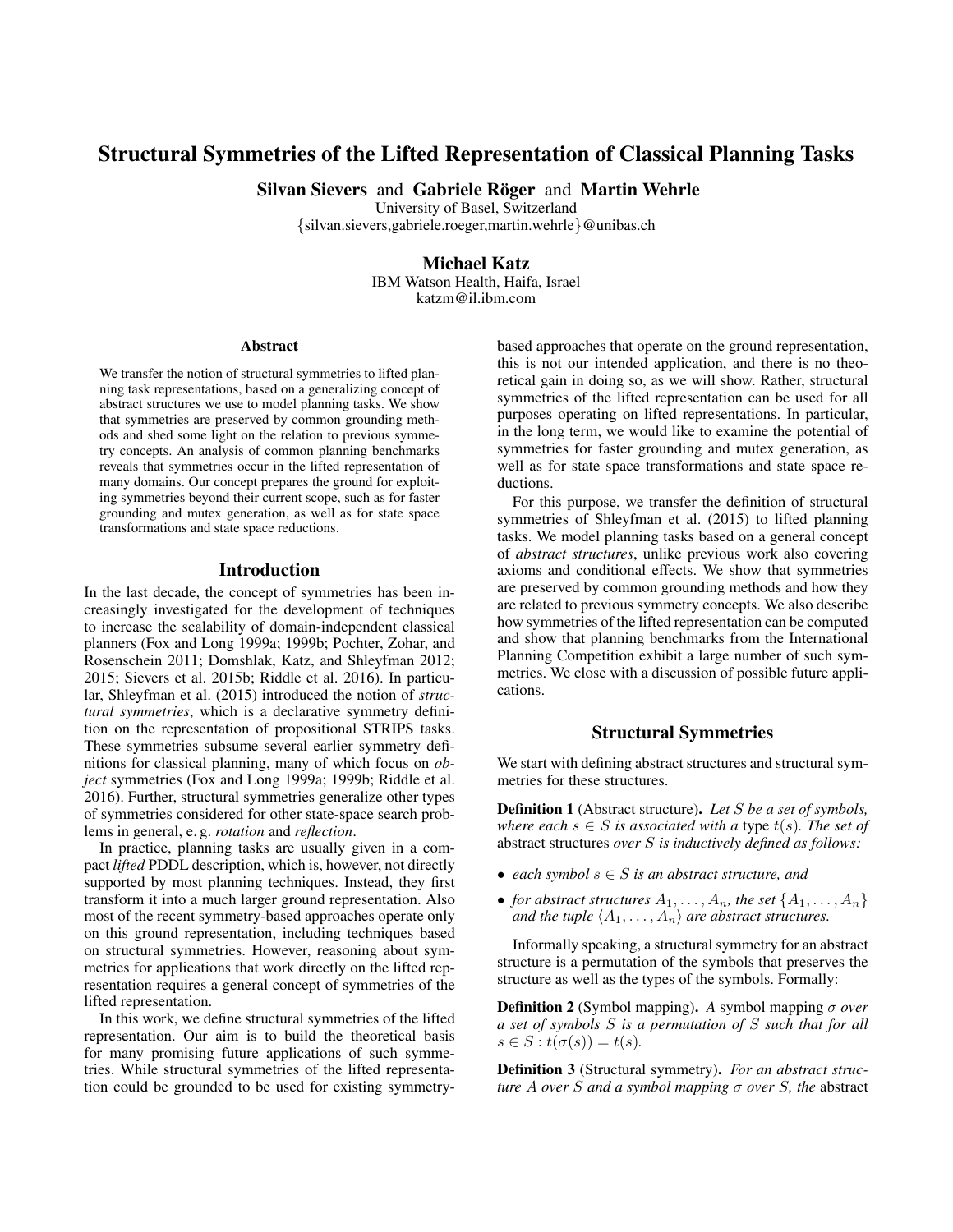# Structural Symmetries of the Lifted Representation of Classical Planning Tasks

**Silvan Sievers** and **Gabriele Röger** and **Martin Wehrle**
University of Basel, Switzerland
{silvan.sievers,gabriele.roeger,martin.wehrle}@unibas.ch

**Michael Katz**
IBM Watson Health, Haifa, Israel
katzm@il.ibm.com

### Abstract

We transfer the notion of structural symmetries to lifted planning task representations, based on a generalizing concept of abstract structures we use to model planning tasks. We show that symmetries are preserved by common grounding methods and shed some light on the relation to previous symmetry concepts. An analysis of common planning benchmarks reveals that symmetries occur in the lifted representation of many domains. Our concept prepares the ground for exploiting symmetries beyond their current scope, such as for faster grounding and mutex generation, as well as for state space transformations and state space reductions.

## Introduction

In the last decade, the concept of symmetries has been increasingly investigated for the development of techniques to increase the scalability of domain-independent classical planners (Fox and Long 1999a; 1999b; Pochter, Zohar, and Rosenschein 2011; Domshlak, Katz, and Shleyfman 2012; 2015; Sievers et al. 2015b; Riddle et al. 2016). In particular, Shleyfman et al. (2015) introduced the notion of *structural symmetries*, which is a declarative symmetry definition on the representation of propositional STRIPS tasks. These symmetries subsume several earlier symmetry definitions for classical planning, many of which focus on *object* symmetries (Fox and Long 1999a; 1999b; Riddle et al. 2016). Further, structural symmetries generalize other types of symmetries considered for other state-space search problems in general, e. g. *rotation* and *reflection*.

In practice, planning tasks are usually given in a compact *lifted* PDDL description, which is, however, not directly supported by most planning techniques. Instead, they first transform it into a much larger ground representation. Also most of the recent symmetry-based approaches operate only on this ground representation, including techniques based on structural symmetries. However, reasoning about symmetries for applications that work directly on the lifted representation requires a general concept of symmetries of the lifted representation.

In this work, we define structural symmetries of the lifted representation. Our aim is to build the theoretical basis for many promising future applications of such symmetries. While structural symmetries of the lifted representation could be grounded to be used for existing symmetry-based approaches that operate on the ground representation, this is not our intended application, and there is no theoretical gain in doing so, as we will show. Rather, structural symmetries of the lifted representation can be used for all purposes operating on lifted representations. In particular, in the long term, we would like to examine the potential of symmetries for faster grounding and mutex generation, as well as for state space transformations and state space reductions.

For this purpose, we transfer the definition of structural symmetries of Shleyfman et al. (2015) to lifted planning tasks. We model planning tasks based on a general concept of *abstract structures*, unlike previous work also covering axioms and conditional effects. We show that symmetries are preserved by common grounding methods and how they are related to previous symmetry concepts. We also describe how symmetries of the lifted representation can be computed and show that planning benchmarks from the International Planning Competition exhibit a large number of such symmetries. We close with a discussion of possible future applications.

## Structural Symmetries

We start with defining abstract structures and structural symmetries for these structures.

**Definition 1** (Abstract structure). *Let $S$ be a set of symbols, where each $s \in S$ is associated with a* type *$t(s)$. The set of* abstract structures *over $S$ is inductively defined as follows:*

- *each symbol $s \in S$ is an abstract structure, and*
- *for abstract structures $A_1, \dots, A_n$, the set $\{A_1, \dots, A_n\}$ and the tuple $\langle A_1, \dots, A_n \rangle$ are abstract structures.*

Informally speaking, a structural symmetry for an abstract structure is a permutation of the symbols that preserves the structure as well as the types of the symbols. Formally:

**Definition 2** (Symbol mapping). *A* symbol mapping *$\sigma$ over a set of symbols $S$ is a permutation of $S$ such that for all $s \in S : t(\sigma(s)) = t(s)$.*

**Definition 3** (Structural symmetry). *For an abstract structure $A$ over $S$ and a symbol mapping $\sigma$ over $S$, the* abstract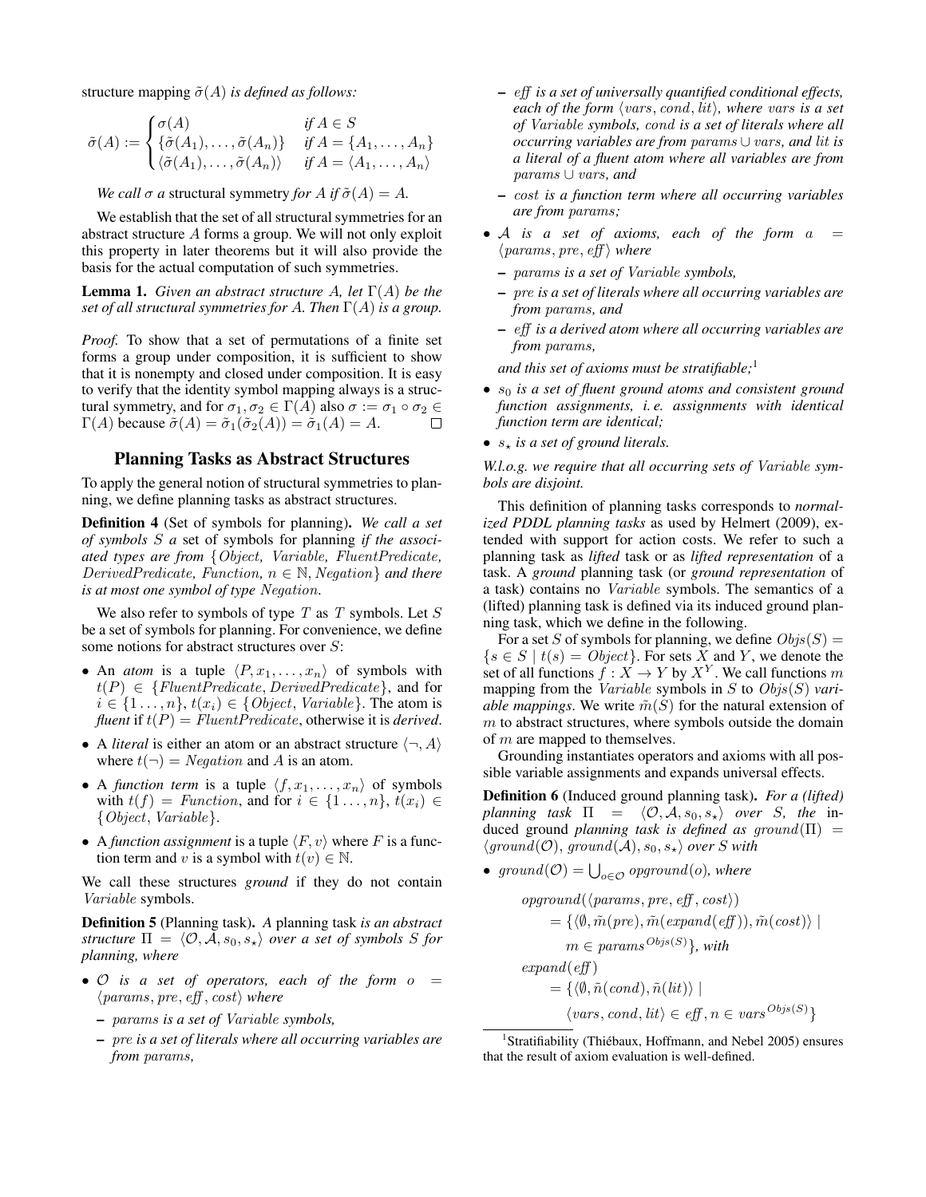structure mapping $\tilde{\sigma}(A)$ *is defined as follows:*

$$\tilde{\sigma}(A) := \begin{cases} \sigma(A) & \text{if } A \in S \\ \{\tilde{\sigma}(A_1), \dots, \tilde{\sigma}(A_n)\} & \text{if } A = \{A_1, \dots, A_n\} \\ \langle \tilde{\sigma}(A_1), \dots, \tilde{\sigma}(A_n) \rangle & \text{if } A = \langle A_1, \dots, A_n \rangle \end{cases}$$

*We call $\sigma$ a* structural symmetry *for $A$ if $\tilde{\sigma}(A) = A$.*

We establish that the set of all structural symmetries for an abstract structure $A$ forms a group. We will not only exploit this property in later theorems but it will also provide the basis for the actual computation of such symmetries.

**Lemma 1.** *Given an abstract structure $A$, let $\Gamma(A)$ be the set of all structural symmetries for $A$. Then $\Gamma(A)$ is a group.*

*Proof.* To show that a set of permutations of a finite set forms a group under composition, it is sufficient to show that it is nonempty and closed under composition. It is easy to verify that the identity symbol mapping always is a structural symmetry, and for $\sigma_1, \sigma_2 \in \Gamma(A)$ also $\sigma := \sigma_1 \circ \sigma_2 \in \Gamma(A)$ because $\tilde{\sigma}(A) = \tilde{\sigma}_1(\tilde{\sigma}_2(A)) = \tilde{\sigma}_1(A) = A$. □

## Planning Tasks as Abstract Structures

To apply the general notion of structural symmetries to planning, we define planning tasks as abstract structures.

**Definition 4** (Set of symbols for planning). *We call a set of symbols $S$ a* set of symbols for planning *if the associated types are from $\{Object,\ Variable,\ FluentPredicate,\ DerivedPredicate,\ Function,\ n \in \mathbb{N},\ Negation\}$ and there is at most one symbol of type $Negation$.*

We also refer to symbols of type $T$ as $T$ symbols. Let $S$ be a set of symbols for planning. For convenience, we define some notions for abstract structures over $S$:

- An *atom* is a tuple $\langle P, x_1, \dots, x_n \rangle$ of symbols with $t(P) \in \{FluentPredicate, DerivedPredicate\}$, and for $i \in \{1 \dots, n\}$, $t(x_i) \in \{Object,\ Variable\}$. The atom is *fluent* if $t(P) = FluentPredicate$, otherwise it is *derived*.
- A *literal* is either an atom or an abstract structure $\langle \neg, A \rangle$ where $t(\neg) = Negation$ and $A$ is an atom.
- A *function term* is a tuple $\langle f, x_1, \dots, x_n \rangle$ of symbols with $t(f) = Function$, and for $i \in \{1 \dots, n\}$, $t(x_i) \in \{Object,\ Variable\}$.
- A *function assignment* is a tuple $\langle F, v \rangle$ where $F$ is a function term and $v$ is a symbol with $t(v) \in \mathbb{N}$.

We call these structures *ground* if they do not contain $Variable$ symbols.

**Definition 5** (Planning task). *A* planning task *is an abstract structure $\Pi = \langle \mathcal{O}, \mathcal{A}, s_0, s_\star \rangle$ over a set of symbols $S$ for planning, where*

- *$\mathcal{O}$ is a set of operators, each of the form $o = \langle params, pre, eff, cost \rangle$ where*
  - *$params$ is a set of $Variable$ symbols,*
  - *$pre$ is a set of literals where all occurring variables are from $params$,*
  - *$eff$ is a set of universally quantified conditional effects, each of the form $\langle vars, cond, lit \rangle$, where $vars$ is a set of $Variable$ symbols, $cond$ is a set of literals where all occurring variables are from $params \cup vars$, and $lit$ is a literal of a fluent atom where all variables are from $params \cup vars$, and*
  - *$cost$ is a function term where all occurring variables are from $params$;*
- *$\mathcal{A}$ is a set of axioms, each of the form $a = \langle params, pre, eff \rangle$ where*
  - *$params$ is a set of $Variable$ symbols,*
  - *$pre$ is a set of literals where all occurring variables are from $params$, and*
  - *$eff$ is a derived atom where all occurring variables are from $params$,*

  *and this set of axioms must be stratifiable;*[1]
- *$s_0$ is a set of fluent ground atoms and consistent ground function assignments, i. e. assignments with identical function term are identical;*
- *$s_\star$ is a set of ground literals.*

*W.l.o.g. we require that all occurring sets of $Variable$ symbols are disjoint.*

This definition of planning tasks corresponds to *normalized PDDL planning tasks* as used by Helmert (2009), extended with support for action costs. We refer to such a planning task as *lifted* task or as *lifted representation* of a task. A *ground* planning task (or *ground representation* of a task) contains no $Variable$ symbols. The semantics of a (lifted) planning task is defined via its induced ground planning task, which we define in the following.

For a set $S$ of symbols for planning, we define $Objs(S) = \{s \in S \mid t(s) = Object\}$. For sets $X$ and $Y$, we denote the set of all functions $f : X \to Y$ by $X^Y$. We call functions $m$ mapping from the $Variable$ symbols in $S$ to $Objs(S)$ *variable mappings*. We write $\tilde{m}(S)$ for the natural extension of $m$ to abstract structures, where symbols outside the domain of $m$ are mapped to themselves.

Grounding instantiates operators and axioms with all possible variable assignments and expands universal effects.

**Definition 6** (Induced ground planning task). *For a (lifted) planning task $\Pi = \langle \mathcal{O}, \mathcal{A}, s_0, s_\star \rangle$ over $S$, the* induced ground *planning task is defined as $ground(\Pi) = \langle ground(\mathcal{O}), ground(\mathcal{A}), s_0, s_\star \rangle$ over $S$ with*

- *$ground(\mathcal{O}) = \bigcup_{o \in \mathcal{O}} opground(o)$, where*

$$\begin{aligned} &opground(\langle params, pre, eff, cost \rangle) \\ &\quad = \{\langle \emptyset, \tilde{m}(pre), \tilde{m}(expand(eff)), \tilde{m}(cost) \rangle \mid \\ &\qquad m \in params^{Objs(S)}\}, \text{ with} \\ &expand(eff) \\ &\quad = \{\langle \emptyset, \tilde{n}(cond), \tilde{n}(lit) \rangle \mid \\ &\qquad \langle vars, cond, lit \rangle \in eff, n \in vars^{Objs(S)}\} \end{aligned}$$

[1] Stratifiability (Thiébaux, Hoffmann, and Nebel 2005) ensures that the result of axiom evaluation is well-defined.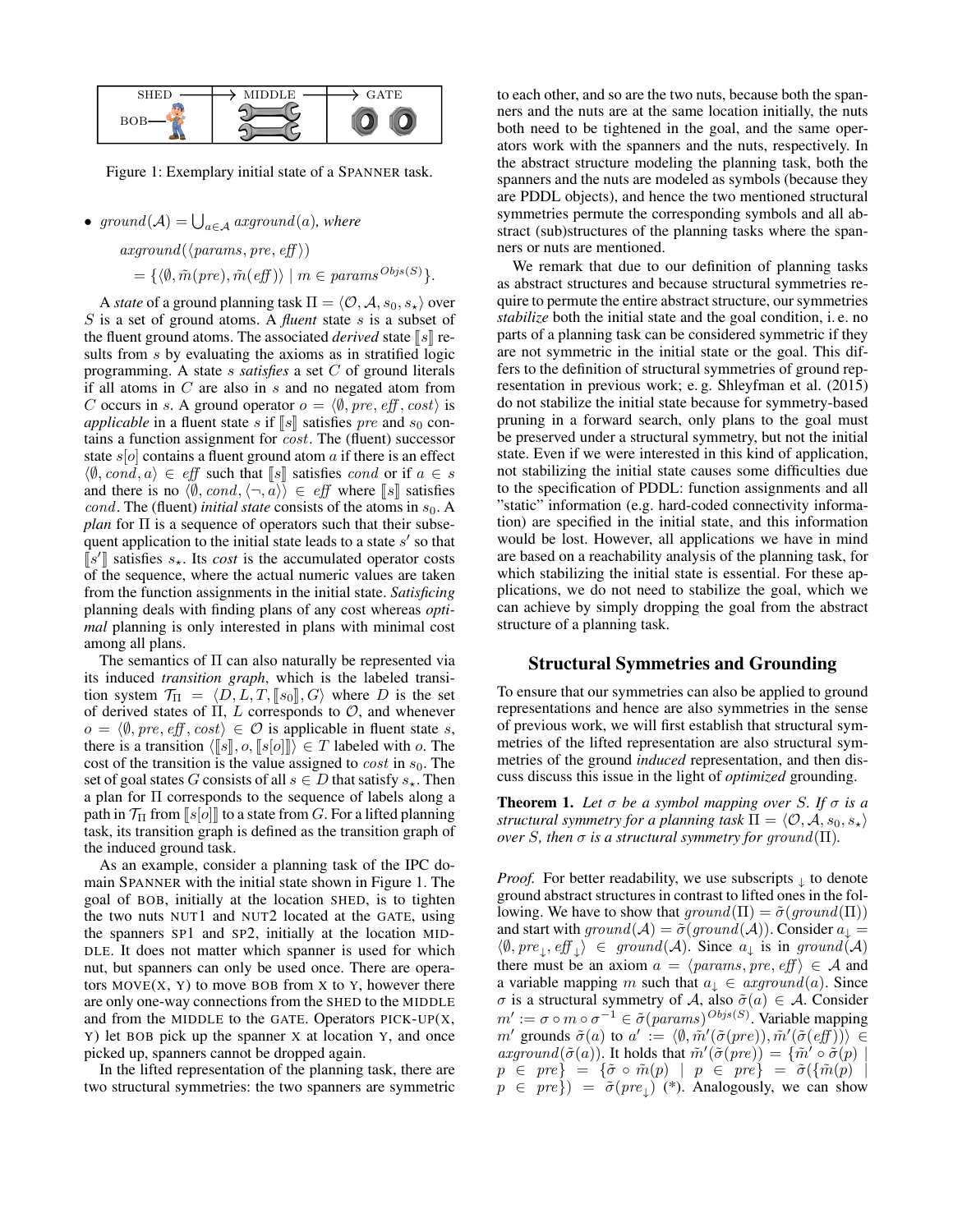Figure 1: Exemplary initial state of a SPANNER task.

- $ground(\mathcal{A}) = \bigcup_{a \in \mathcal{A}} axground(a)$, *where*

  $axground(\langle params, pre, eff \rangle)$

  $= \{\langle \emptyset, \tilde{m}(pre), \tilde{m}(eff) \rangle \mid m \in params^{Objs(S)}\}$.

A *state* of a ground planning task $\Pi = \langle \mathcal{O}, \mathcal{A}, s_0, s_\star \rangle$ over $S$ is a set of ground atoms. A *fluent* state $s$ is a subset of the fluent ground atoms. The associated *derived* state $[\![s]\!]$ results from $s$ by evaluating the axioms as in stratified logic programming. A state $s$ *satisfies* a set $C$ of ground literals if all atoms in $C$ are also in $s$ and no negated atom from $C$ occurs in $s$. A ground operator $o = \langle \emptyset, pre, eff, cost \rangle$ is *applicable* in a fluent state $s$ if $[\![s]\!]$ satisfies $pre$ and $s_0$ contains a function assignment for $cost$. The (fluent) successor state $s[o]$ contains a fluent ground atom $a$ if there is an effect $\langle \emptyset, cond, a \rangle \in eff$ such that $[\![s]\!]$ satisfies $cond$ or if $a \in s$ and there is no $\langle \emptyset, cond, \langle \neg, a \rangle \rangle \in eff$ where $[\![s]\!]$ satisfies $cond$. The (fluent) *initial state* consists of the atoms in $s_0$. A *plan* for $\Pi$ is a sequence of operators such that their subsequent application to the initial state leads to a state $s'$ so that $[\![s']\!]$ satisfies $s_\star$. Its *cost* is the accumulated operator costs of the sequence, where the actual numeric values are taken from the function assignments in the initial state. *Satisficing* planning deals with finding plans of any cost whereas *optimal* planning is only interested in plans with minimal cost among all plans.

The semantics of $\Pi$ can also naturally be represented via its induced *transition graph*, which is the labeled transition system $\mathcal{T}_\Pi = \langle D, L, T, [\![s_0]\!], G \rangle$ where $D$ is the set of derived states of $\Pi$, $L$ corresponds to $\mathcal{O}$, and whenever $o = \langle \emptyset, pre, eff, cost \rangle \in \mathcal{O}$ is applicable in fluent state $s$, there is a transition $\langle [\![s]\!], o, [\![s[o]]\!] \rangle \in T$ labeled with $o$. The cost of the transition is the value assigned to $cost$ in $s_0$. The set of goal states $G$ consists of all $s \in D$ that satisfy $s_\star$. Then a plan for $\Pi$ corresponds to the sequence of labels along a path in $\mathcal{T}_\Pi$ from $[\![s[o]]\!]$ to a state from $G$. For a lifted planning task, its transition graph is defined as the transition graph of the induced ground task.

As an example, consider a planning task of the IPC domain SPANNER with the initial state shown in Figure 1. The goal of BOB, initially at the location SHED, is to tighten the two nuts NUT1 and NUT2 located at the GATE, using the spanners SP1 and SP2, initially at the location MIDDLE. It does not matter which spanner is used for which nut, but spanners can only be used once. There are operators MOVE(X, Y) to move BOB from X to Y, however there are only one-way connections from the SHED to the MIDDLE and from the MIDDLE to the GATE. Operators PICK-UP(X, Y) let BOB pick up the spanner X at location Y, and once picked up, spanners cannot be dropped again.

In the lifted representation of the planning task, there are two structural symmetries: the two spanners are symmetric to each other, and so are the two nuts, because both the spanners and the nuts are at the same location initially, the nuts both need to be tightened in the goal, and the same operators work with the spanners and the nuts, respectively. In the abstract structure modeling the planning task, both the spanners and the nuts are modeled as symbols (because they are PDDL objects), and hence the two mentioned structural symmetries permute the corresponding symbols and all abstract (sub)structures of the planning tasks where the spanners or nuts are mentioned.

We remark that due to our definition of planning tasks as abstract structures and because structural symmetries require to permute the entire abstract structure, our symmetries *stabilize* both the initial state and the goal condition, i. e. no parts of a planning task can be considered symmetric if they are not symmetric in the initial state or the goal. This differs to the definition of structural symmetries of ground representation in previous work; e. g. Shleyfman et al. (2015) do not stabilize the initial state because for symmetry-based pruning in a forward search, only plans to the goal must be preserved under a structural symmetry, but not the initial state. Even if we were interested in this kind of application, not stabilizing the initial state causes some difficulties due to the specification of PDDL: function assignments and all "static" information (e.g. hard-coded connectivity information) are specified in the initial state, and this information would be lost. However, all applications we have in mind are based on a reachability analysis of the planning task, for which stabilizing the initial state is essential. For these applications, we do not need to stabilize the goal, which we can achieve by simply dropping the goal from the abstract structure of a planning task.

## Structural Symmetries and Grounding

To ensure that our symmetries can also be applied to ground representations and hence are also symmetries in the sense of previous work, we will first establish that structural symmetries of the lifted representation are also structural symmetries of the ground *induced* representation, and then discuss discuss this issue in the light of *optimized* grounding.

**Theorem 1.** *Let $\sigma$ be a symbol mapping over $S$. If $\sigma$ is a structural symmetry for a planning task $\Pi = \langle \mathcal{O}, \mathcal{A}, s_0, s_\star \rangle$ over $S$, then $\sigma$ is a structural symmetry for $ground(\Pi)$.*

*Proof.* For better readability, we use subscripts $_\downarrow$ to denote ground abstract structures in contrast to lifted ones in the following. We have to show that $ground(\Pi) = \tilde{\sigma}(ground(\Pi))$ and start with $ground(\mathcal{A}) = \tilde{\sigma}(ground(\mathcal{A}))$. Consider $a_\downarrow = \langle \emptyset, pre_\downarrow, eff_\downarrow \rangle \in ground(\mathcal{A})$. Since $a_\downarrow$ is in $ground(\mathcal{A})$ there must be an axiom $a = \langle params, pre, eff \rangle \in \mathcal{A}$ and a variable mapping $m$ such that $a_\downarrow \in axground(a)$. Since $\sigma$ is a structural symmetry of $\mathcal{A}$, also $\tilde{\sigma}(a) \in \mathcal{A}$. Consider $m' := \sigma \circ m \circ \sigma^{-1} \in \tilde{\sigma}(params)^{Objs(S)}$. Variable mapping $m'$ grounds $\tilde{\sigma}(a)$ to $a' := \langle \emptyset, \tilde{m}'(\tilde{\sigma}(pre)), \tilde{m}'(\tilde{\sigma}(eff)) \rangle \in axground(\tilde{\sigma}(a))$. It holds that $\tilde{m}'(\tilde{\sigma}(pre)) = \{\tilde{m}' \circ \tilde{\sigma}(p) \mid p \in pre\} = \{\tilde{\sigma} \circ \tilde{m}(p) \mid p \in pre\} = \tilde{\sigma}(\{\tilde{m}(p) \mid p \in pre\}) = \tilde{\sigma}(pre_\downarrow)$ (*). Analogously, we can show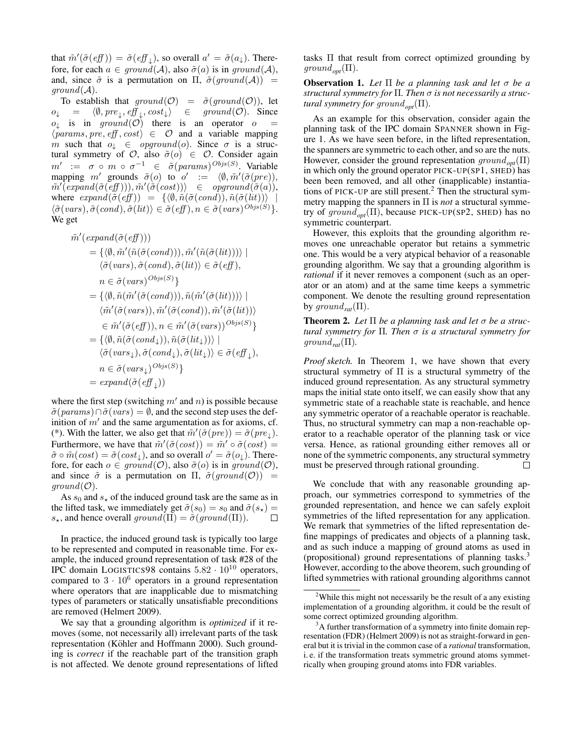that $\tilde{m}'(\tilde{\sigma}(\mathit{eff})) = \tilde{\sigma}(\mathit{eff}_\downarrow)$, so overall $a' = \tilde{\sigma}(a_\downarrow)$. Therefore, for each $a \in \mathit{ground}(\mathcal{A})$, also $\tilde{\sigma}(a)$ is in $\mathit{ground}(\mathcal{A})$, and, since $\tilde{\sigma}$ is a permutation on $\Pi$, $\tilde{\sigma}(\mathit{ground}(\mathcal{A})) = \mathit{ground}(\mathcal{A})$.

To establish that $\mathit{ground}(\mathcal{O}) = \tilde{\sigma}(\mathit{ground}(\mathcal{O}))$, let $o_\downarrow = \langle \emptyset, \mathit{pre}_\downarrow, \mathit{eff}_\downarrow, \mathit{cost}_\downarrow \rangle \in \mathit{ground}(\mathcal{O})$. Since $o_\downarrow$ is in $\mathit{ground}(\mathcal{O})$ there is an operator $o = \langle \mathit{params}, \mathit{pre}, \mathit{eff}, \mathit{cost} \rangle \in \mathcal{O}$ and a variable mapping $m$ such that $o_\downarrow \in \mathit{opground}(o)$. Since $\sigma$ is a structural symmetry of $\mathcal{O}$, also $\tilde{\sigma}(o) \in \mathcal{O}$. Consider again $m' := \sigma \circ m \circ \sigma^{-1} \in \tilde{\sigma}(\mathit{params})^{\mathit{Objs}(S)}$. Variable mapping $m'$ grounds $\tilde{\sigma}(o)$ to $o' := \langle \emptyset, \tilde{m}'(\tilde{\sigma}(\mathit{pre})), \tilde{m}'(\mathit{expand}(\tilde{\sigma}(\mathit{eff}))), \tilde{m}'(\tilde{\sigma}(\mathit{cost})) \rangle \in \mathit{opground}(\tilde{\sigma}(a))$, where $\mathit{expand}(\tilde{\sigma}(\mathit{eff})) = \{\langle \emptyset, \tilde{n}(\tilde{\sigma}(\mathit{cond})), \tilde{n}(\tilde{\sigma}(\mathit{lit})) \rangle \mid \langle \tilde{\sigma}(\mathit{vars}), \tilde{\sigma}(\mathit{cond}), \tilde{\sigma}(\mathit{lit}) \rangle \in \tilde{\sigma}(\mathit{eff}), n \in \tilde{\sigma}(\mathit{vars})^{\mathit{Objs}(S)}\}$. We get

$$
\begin{aligned}
&\tilde{m}'(\mathit{expand}(\tilde{\sigma}(\mathit{eff}))) \\
&= \{\langle \emptyset, \tilde{m}'(\tilde{n}(\tilde{\sigma}(\mathit{cond}))), \tilde{m}'(\tilde{n}(\tilde{\sigma}(\mathit{lit}))) \rangle \mid \\
&\quad \langle \tilde{\sigma}(\mathit{vars}), \tilde{\sigma}(\mathit{cond}), \tilde{\sigma}(\mathit{lit}) \rangle \in \tilde{\sigma}(\mathit{eff}), \\
&\quad n \in \tilde{\sigma}(\mathit{vars})^{\mathit{Objs}(S)}\} \\
&= \{\langle \emptyset, \tilde{n}(\tilde{m}'(\tilde{\sigma}(\mathit{cond}))), \tilde{n}(\tilde{m}'(\tilde{\sigma}(\mathit{lit}))) \rangle \mid \\
&\quad \langle \tilde{m}'(\tilde{\sigma}(\mathit{vars})), \tilde{m}'(\tilde{\sigma}(\mathit{cond})), \tilde{m}'(\tilde{\sigma}(\mathit{lit})) \rangle \\
&\quad \in \tilde{m}'(\tilde{\sigma}(\mathit{eff})), n \in \tilde{m}'(\tilde{\sigma}(\mathit{vars}))^{\mathit{Objs}(S)}\} \\
&= \{\langle \emptyset, \tilde{n}(\tilde{\sigma}(\mathit{cond}_\downarrow)), \tilde{n}(\tilde{\sigma}(\mathit{lit}_\downarrow)) \rangle \mid \\
&\quad \langle \tilde{\sigma}(\mathit{vars}_\downarrow), \tilde{\sigma}(\mathit{cond}_\downarrow), \tilde{\sigma}(\mathit{lit}_\downarrow) \rangle \in \tilde{\sigma}(\mathit{eff}_\downarrow), \\
&\quad n \in \tilde{\sigma}(\mathit{vars}_\downarrow)^{\mathit{Objs}(S)}\} \\
&= \mathit{expand}(\tilde{\sigma}(\mathit{eff}_\downarrow))
\end{aligned}
$$

where the first step (switching $m'$ and $n$) is possible because $\tilde{\sigma}(\mathit{params}) \cap \tilde{\sigma}(\mathit{vars}) = \emptyset$, and the second step uses the definition of $m'$ and the same argumentation as for axioms, cf. (*). With the latter, we also get that $\tilde{m}'(\tilde{\sigma}(\mathit{pre})) = \tilde{\sigma}(\mathit{pre}_\downarrow)$. Furthermore, we have that $\tilde{m}'(\tilde{\sigma}(\mathit{cost})) = \tilde{m}' \circ \tilde{\sigma}(\mathit{cost}) = \tilde{\sigma} \circ \tilde{m}(\mathit{cost}) = \tilde{\sigma}(\mathit{cost}_\downarrow)$, and so overall $o' = \tilde{\sigma}(o_\downarrow)$. Therefore, for each $o \in \mathit{ground}(\mathcal{O})$, also $\tilde{\sigma}(o)$ is in $\mathit{ground}(\mathcal{O})$, and since $\tilde{\sigma}$ is a permutation on $\Pi$, $\tilde{\sigma}(\mathit{ground}(\mathcal{O})) = \mathit{ground}(\mathcal{O})$.

As $s_0$ and $s_\star$ of the induced ground task are the same as in the lifted task, we immediately get $\tilde{\sigma}(s_0) = s_0$ and $\tilde{\sigma}(s_\star) = s_\star$, and hence overall $\mathit{ground}(\Pi) = \tilde{\sigma}(\mathit{ground}(\Pi))$. □

In practice, the induced ground task is typically too large to be represented and computed in reasonable time. For example, the induced ground representation of task #28 of the IPC domain LOGISTICS98 contains $5.82 \cdot 10^{10}$ operators, compared to $3 \cdot 10^6$ operators in a ground representation where operators that are inapplicable due to mismatching types of parameters or statically unsatisfiable preconditions are removed (Helmert 2009).

We say that a grounding algorithm is *optimized* if it removes (some, not necessarily all) irrelevant parts of the task representation (Köhler and Hoffmann 2000). Such grounding is *correct* if the reachable part of the transition graph is not affected. We denote ground representations of lifted tasks $\Pi$ that result from correct optimized grounding by $\mathit{ground}_{\mathit{opt}}(\Pi)$.

**Observation 1.** *Let $\Pi$ be a planning task and let $\sigma$ be a structural symmetry for $\Pi$. Then $\sigma$ is not necessarily a structural symmetry for $\mathit{ground}_{\mathit{opt}}(\Pi)$.*

As an example for this observation, consider again the planning task of the IPC domain SPANNER shown in Figure 1. As we have seen before, in the lifted representation, the spanners are symmetric to each other, and so are the nuts. However, consider the ground representation $\mathit{ground}_{\mathit{opt}}(\Pi)$ in which only the ground operator PICK-UP(SP1, SHED) has been been removed, and all other (inapplicable) instantiations of PICK-UP are still present.[2] Then the structural symmetry mapping the spanners in $\Pi$ is *not* a structural symmetry of $\mathit{ground}_{\mathit{opt}}(\Pi)$, because PICK-UP(SP2, SHED) has no symmetric counterpart.

However, this exploits that the grounding algorithm removes one unreachable operator but retains a symmetric one. This would be a very atypical behavior of a reasonable grounding algorithm. We say that a grounding algorithm is *rational* if it never removes a component (such as an operator or an atom) and at the same time keeps a symmetric component. We denote the resulting ground representation by $\mathit{ground}_{\mathit{rat}}(\Pi)$.

**Theorem 2.** *Let $\Pi$ be a planning task and let $\sigma$ be a structural symmetry for $\Pi$. Then $\sigma$ is a structural symmetry for $\mathit{ground}_{\mathit{rat}}(\Pi)$.*

*Proof sketch.* In Theorem 1, we have shown that every structural symmetry of $\Pi$ is a structural symmetry of the induced ground representation. As any structural symmetry maps the initial state onto itself, we can easily show that any symmetric state of a reachable state is reachable, and hence any symmetric operator of a reachable operator is reachable. Thus, no structural symmetry can map a non-reachable operator to a reachable operator of the planning task or vice versa. Hence, as rational grounding either removes all or none of the symmetric components, any structural symmetry must be preserved through rational grounding. □

We conclude that with any reasonable grounding approach, our symmetries correspond to symmetries of the grounded representation, and hence we can safely exploit symmetries of the lifted representation for any application. We remark that symmetries of the lifted representation define mappings of predicates and objects of a planning task, and as such induce a mapping of ground atoms as used in (propositional) ground representations of planning tasks.[3] However, according to the above theorem, such grounding of lifted symmetries with rational grounding algorithms cannot

[2] While this might not necessarily be the result of a any existing implementation of a grounding algorithm, it could be the result of some correct optimized grounding algorithm.

[3] A further transformation of a symmetry into finite domain representation (FDR) (Helmert 2009) is not as straight-forward in general but it is trivial in the common case of a *rational* transformation, i. e. if the transformation treats symmetric ground atoms symmetrically when grouping ground atoms into FDR variables.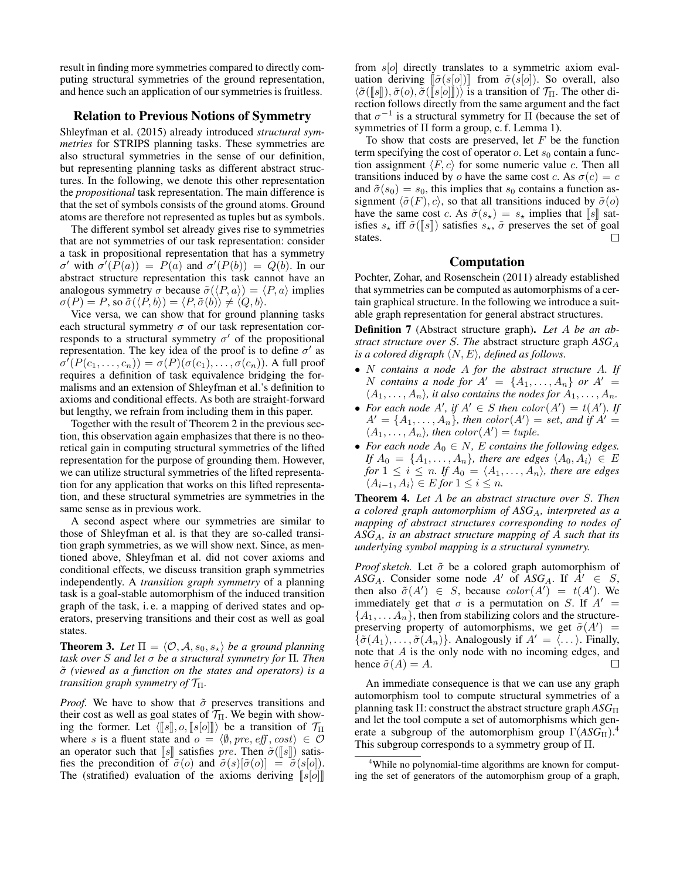result in finding more symmetries compared to directly computing structural symmetries of the ground representation, and hence such an application of our symmetries is fruitless.

## Relation to Previous Notions of Symmetry

Shleyfman et al. (2015) already introduced *structural symmetries* for STRIPS planning tasks. These symmetries are also structural symmetries in the sense of our definition, but representing planning tasks as different abstract structures. In the following, we denote this other representation the *propositional* task representation. The main difference is that the set of symbols consists of the ground atoms. Ground atoms are therefore not represented as tuples but as symbols.

The different symbol set already gives rise to symmetries that are not symmetries of our task representation: consider a task in propositional representation that has a symmetry $\sigma'$ with $\sigma'(P(a)) = P(a)$ and $\sigma'(P(b)) = Q(b)$. In our abstract structure representation this task cannot have an analogous symmetry $\sigma$ because $\tilde{\sigma}(\langle P, a\rangle) = \langle P, a\rangle$ implies $\sigma(P) = P$, so $\tilde{\sigma}(\langle P, b\rangle) = \langle P, \tilde{\sigma}(b)\rangle \neq \langle Q, b\rangle$.

Vice versa, we can show that for ground planning tasks each structural symmetry $\sigma$ of our task representation corresponds to a structural symmetry $\sigma'$ of the propositional representation. The key idea of the proof is to define $\sigma'$ as $\sigma'(P(c_1, \dots, c_n)) = \sigma(P)(\sigma(c_1), \dots, \sigma(c_n))$. A full proof requires a definition of task equivalence bridging the formalisms and an extension of Shleyfman et al.'s definition to axioms and conditional effects. As both are straight-forward but lengthy, we refrain from including them in this paper.

Together with the result of Theorem 2 in the previous section, this observation again emphasizes that there is no theoretical gain in computing structural symmetries of the lifted representation for the purpose of grounding them. However, we can utilize structural symmetries of the lifted representation for any application that works on this lifted representation, and these structural symmetries are symmetries in the same sense as in previous work.

A second aspect where our symmetries are similar to those of Shleyfman et al. is that they are so-called transition graph symmetries, as we will show next. Since, as mentioned above, Shleyfman et al. did not cover axioms and conditional effects, we discuss transition graph symmetries independently. A *transition graph symmetry* of a planning task is a goal-stable automorphism of the induced transition graph of the task, i. e. a mapping of derived states and operators, preserving transitions and their cost as well as goal states.

**Theorem 3.** *Let $\Pi = \langle \mathcal{O}, \mathcal{A}, s_0, s_\star\rangle$ be a ground planning task over $S$ and let $\sigma$ be a structural symmetry for $\Pi$. Then $\tilde{\sigma}$ (viewed as a function on the states and operators) is a transition graph symmetry of $\mathcal{T}_\Pi$.*

*Proof.* We have to show that $\tilde{\sigma}$ preserves transitions and their cost as well as goal states of $\mathcal{T}_\Pi$. We begin with showing the former. Let $\langle [\![s]\!], o, [\![s[o]]\!]\rangle$ be a transition of $\mathcal{T}_\Pi$ where $s$ is a fluent state and $o = \langle \emptyset, pre, eff, cost\rangle \in \mathcal{O}$ an operator such that $[\![s]\!]$ satisfies $pre$. Then $\tilde{\sigma}([\![s]\!])$ satisfies the precondition of $\tilde{\sigma}(o)$ and $\tilde{\sigma}(s)[\tilde{\sigma}(o)] = \tilde{\sigma}(s[o])$. The (stratified) evaluation of the axioms deriving $[\![s[o]]\!]$ from $s[o]$ directly translates to a symmetric axiom evaluation deriving $[\![\tilde{\sigma}(s[o])]\!]$ from $\tilde{\sigma}(s[o])$. So overall, also $\langle \tilde{\sigma}([\![s]\!]), \tilde{\sigma}(o), \tilde{\sigma}([\![s[o]]\!])\rangle$ is a transition of $\mathcal{T}_\Pi$. The other direction follows directly from the same argument and the fact that $\sigma^{-1}$ is a structural symmetry for $\Pi$ (because the set of symmetries of $\Pi$ form a group, c. f. Lemma 1).

To show that costs are preserved, let $F$ be the function term specifying the cost of operator $o$. Let $s_0$ contain a function assignment $\langle F, c\rangle$ for some numeric value $c$. Then all transitions induced by $o$ have the same cost $c$. As $\sigma(c) = c$ and $\tilde{\sigma}(s_0) = s_0$, this implies that $s_0$ contains a function assignment $\langle \tilde{\sigma}(F), c\rangle$, so that all transitions induced by $\tilde{\sigma}(o)$ have the same cost $c$. As $\tilde{\sigma}(s_\star) = s_\star$ implies that $[\![s]\!]$ satisfies $s_\star$ iff $\tilde{\sigma}([\![s]\!])$ satisfies $s_\star$, $\tilde{\sigma}$ preserves the set of goal states. ◻

## Computation

Pochter, Zohar, and Rosenschein (2011) already established that symmetries can be computed as automorphisms of a certain graphical structure. In the following we introduce a suitable graph representation for general abstract structures.

**Definition 7** (Abstract structure graph)**.** *Let $A$ be an abstract structure over $S$. The* abstract structure graph *$ASG_A$ is a colored digraph $\langle N, E\rangle$, defined as follows.*

- *$N$ contains a node $A$ for the abstract structure $A$. If $N$ contains a node for $A' = \{A_1, \dots, A_n\}$ or $A' = \langle A_1, \dots, A_n\rangle$, it also contains the nodes for $A_1, \dots, A_n$.*
- *For each node $A'$, if $A' \in S$ then $color(A') = t(A')$. If $A' = \{A_1, \dots, A_n\}$, then $color(A') = set$, and if $A' = \langle A_1, \dots, A_n\rangle$, then $color(A') = tuple$.*
- *For each node $A_0 \in N$, $E$ contains the following edges. If $A_0 = \{A_1, \dots, A_n\}$, there are edges $\langle A_0, A_i\rangle \in E$ for $1 \leq i \leq n$. If $A_0 = \langle A_1, \dots, A_n\rangle$, there are edges $\langle A_{i-1}, A_i\rangle \in E$ for $1 \leq i \leq n$.*

**Theorem 4.** *Let $A$ be an abstract structure over $S$. Then a colored graph automorphism of $ASG_A$, interpreted as a mapping of abstract structures corresponding to nodes of $ASG_A$, is an abstract structure mapping of $A$ such that its underlying symbol mapping is a structural symmetry.*

*Proof sketch.* Let $\tilde{\sigma}$ be a colored graph automorphism of $ASG_A$. Consider some node $A'$ of $ASG_A$. If $A' \in S$, then also $\tilde{\sigma}(A') \in S$, because $color(A') = t(A')$. We immediately get that $\sigma$ is a permutation on $S$. If $A' = \{A_1, \dots A_n\}$, then from stabilizing colors and the structure-preserving property of automorphisms, we get $\tilde{\sigma}(A') = \{\tilde{\sigma}(A_1), \dots, \tilde{\sigma}(A_n)\}$. Analogously if $A' = \langle \dots\rangle$. Finally, note that $A$ is the only node with no incoming edges, and hence $\tilde{\sigma}(A) = A$. ◻

An immediate consequence is that we can use any graph automorphism tool to compute structural symmetries of a planning task $\Pi$: construct the abstract structure graph $ASG_\Pi$ and let the tool compute a set of automorphisms which generate a subgroup of the automorphism group $\Gamma(ASG_\Pi)$.[4] This subgroup corresponds to a symmetry group of $\Pi$.

[4] While no polynomial-time algorithms are known for computing the set of generators of the automorphism group of a graph,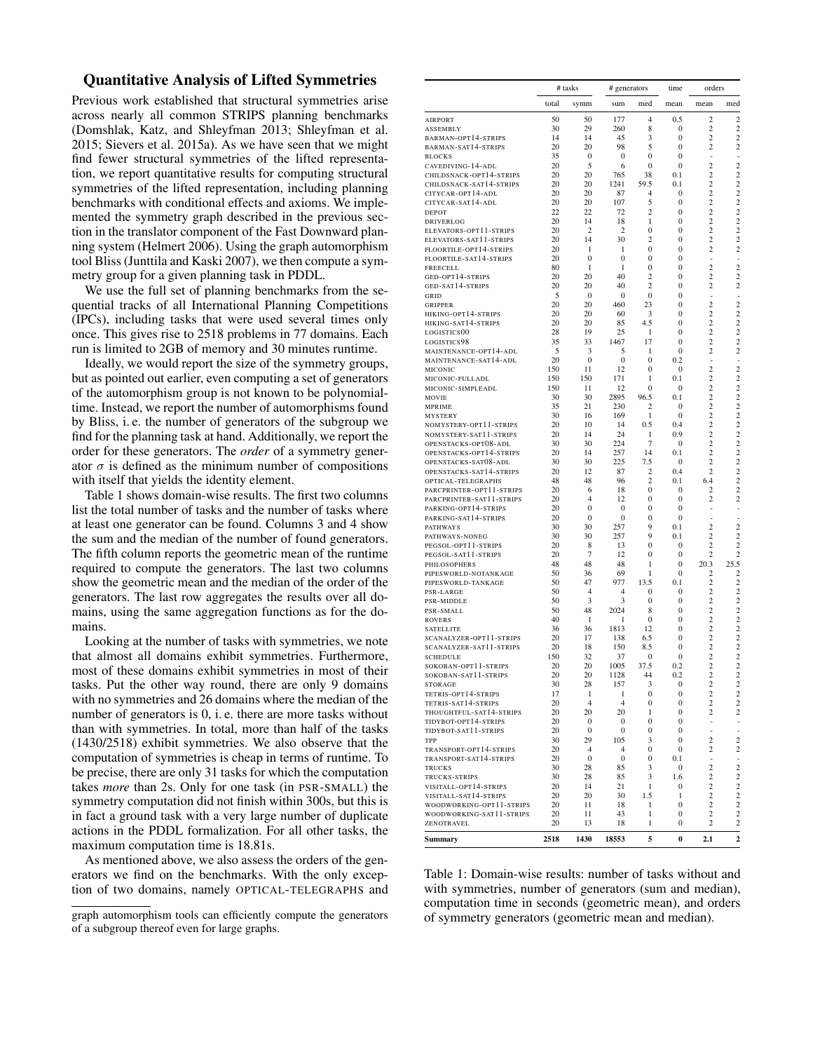## Quantitative Analysis of Lifted Symmetries

Previous work established that structural symmetries arise across nearly all common STRIPS planning benchmarks (Domshlak, Katz, and Shleyfman 2013; Shleyfman et al. 2015; Sievers et al. 2015a). As we have seen that we might find fewer structural symmetries of the lifted representation, we report quantitative results for computing structural symmetries of the lifted representation, including planning benchmarks with conditional effects and axioms. We implemented the symmetry graph described in the previous section in the translator component of the Fast Downward planning system (Helmert 2006). Using the graph automorphism tool Bliss (Junttila and Kaski 2007), we then compute a symmetry group for a given planning task in PDDL.

We use the full set of planning benchmarks from the sequential tracks of all International Planning Competitions (IPCs), including tasks that were used several times only once. This gives rise to 2518 problems in 77 domains. Each run is limited to 2GB of memory and 30 minutes runtime.

Ideally, we would report the size of the symmetry groups, but as pointed out earlier, even computing a set of generators of the automorphism group is not known to be polynomial-time. Instead, we report the number of automorphisms found by Bliss, i. e. the number of generators of the subgroup we find for the planning task at hand. Additionally, we report the order for these generators. The *order* of a symmetry generator $\sigma$ is defined as the minimum number of compositions with itself that yields the identity element.

Table 1 shows domain-wise results. The first two columns list the total number of tasks and the number of tasks where at least one generator can be found. Columns 3 and 4 show the sum and the median of the number of found generators. The fifth column reports the geometric mean of the runtime required to compute the generators. The last two columns show the geometric mean and the median of the order of the generators. The last row aggregates the results over all domains, using the same aggregation functions as for the domains.

Looking at the number of tasks with symmetries, we note that almost all domains exhibit symmetries. Furthermore, most of these domains exhibit symmetries in most of their tasks. Put the other way round, there are only 9 domains with no symmetries and 26 domains where the median of the number of generators is 0, i. e. there are more tasks without than with symmetries. In total, more than half of the tasks (1430/2518) exhibit symmetries. We also observe that the computation of symmetries is cheap in terms of runtime. To be precise, there are only 31 tasks for which the computation takes *more* than 2s. Only for one task (in PSR-SMALL) the symmetry computation did not finish within 300s, but this is in fact a ground task with a very large number of duplicate actions in the PDDL formalization. For all other tasks, the maximum computation time is 18.81s.

As mentioned above, we also assess the orders of the generators we find on the benchmarks. With the only exception of two domains, namely OPTICAL-TELEGRAPHS and

graph automorphism tools can efficiently compute the generators of a subgroup thereof even for large graphs.

| | # tasks | | # generators | | time | orders | |
|---|---|---|---|---|---|---|---|
| | total | symm | sum | med | mean | mean | med |
| AIRPORT | 50 | 50 | 177 | 4 | 0.5 | 2 | 2 |
| ASSEMBLY | 30 | 29 | 260 | 8 | 0 | 2 | 2 |
| BARMAN-OPT14-STRIPS | 14 | 14 | 45 | 3 | 0 | 2 | 2 |
| BARMAN-SAT14-STRIPS | 20 | 20 | 98 | 5 | 0 | 2 | 2 |
| BLOCKS | 35 | 0 | 0 | 0 | 0 | - | - |
| CAVEDIVING-14-ADL | 20 | 5 | 6 | 0 | 0 | 2 | 2 |
| CHILDSNACK-OPT14-STRIPS | 20 | 20 | 765 | 38 | 0.1 | 2 | 2 |
| CHILDSNACK-SAT14-STRIPS | 20 | 20 | 1241 | 59.5 | 0.1 | 2 | 2 |
| CITYCAR-OPT14-ADL | 20 | 20 | 87 | 4 | 0 | 2 | 2 |
| CITYCAR-SAT14-ADL | 20 | 20 | 107 | 5 | 0 | 2 | 2 |
| DEPOT | 22 | 22 | 72 | 2 | 0 | 2 | 2 |
| DRIVERLOG | 20 | 14 | 18 | 1 | 0 | 2 | 2 |
| ELEVATORS-OPT11-STRIPS | 20 | 2 | 2 | 0 | 0 | 2 | 2 |
| ELEVATORS-SAT11-STRIPS | 20 | 14 | 30 | 2 | 0 | 2 | 2 |
| FLOORTILE-OPT14-STRIPS | 20 | 1 | 1 | 0 | 0 | 2 | 2 |
| FLOORTILE-SAT14-STRIPS | 20 | 0 | 0 | 0 | 0 | - | - |
| FREECELL | 80 | 1 | 1 | 0 | 0 | 2 | 2 |
| GED-OPT14-STRIPS | 20 | 20 | 40 | 2 | 0 | 2 | 2 |
| GED-SAT14-STRIPS | 20 | 20 | 40 | 2 | 0 | 2 | 2 |
| GRID | 5 | 0 | 0 | 0 | 0 | - | - |
| GRIPPER | 20 | 20 | 460 | 23 | 0 | 2 | 2 |
| HIKING-OPT14-STRIPS | 20 | 20 | 60 | 3 | 0 | 2 | 2 |
| HIKING-SAT14-STRIPS | 20 | 20 | 85 | 4.5 | 0 | 2 | 2 |
| LOGISTICS00 | 28 | 19 | 25 | 1 | 0 | 2 | 2 |
| LOGISTICS98 | 35 | 33 | 1467 | 17 | 0 | 2 | 2 |
| MAINTENANCE-OPT14-ADL | 5 | 3 | 5 | 1 | 0 | 2 | 2 |
| MAINTENANCE-SAT14-ADL | 20 | 0 | 0 | 0 | 0.2 | - | - |
| MICONIC | 150 | 11 | 12 | 0 | 0 | 2 | 2 |
| MICONIC-FULLADL | 150 | 150 | 171 | 1 | 0.1 | 2 | 2 |
| MICONIC-SIMPLEADL | 150 | 11 | 12 | 0 | 0 | 2 | 2 |
| MOVIE | 30 | 30 | 2895 | 96.5 | 0.1 | 2 | 2 |
| MPRIME | 35 | 21 | 230 | 2 | 0 | 2 | 2 |
| MYSTERY | 30 | 16 | 169 | 1 | 0 | 2 | 2 |
| NOMYSTERY-OPT11-STRIPS | 20 | 10 | 14 | 0.5 | 0.4 | 2 | 2 |
| NOMYSTERY-SAT11-STRIPS | 20 | 14 | 24 | 1 | 0.9 | 2 | 2 |
| OPENSTACKS-OPT08-ADL | 30 | 30 | 224 | 7 | 0 | 2 | 2 |
| OPENSTACKS-OPT14-STRIPS | 20 | 14 | 257 | 14 | 0.1 | 2 | 2 |
| OPENSTACKS-SAT08-ADL | 30 | 30 | 225 | 7.5 | 0 | 2 | 2 |
| OPENSTACKS-SAT14-STRIPS | 20 | 12 | 87 | 2 | 0.4 | 2 | 2 |
| OPTICAL-TELEGRAPHS | 48 | 48 | 96 | 2 | 0.1 | 6.4 | 2 |
| PARCPRINTER-OPT11-STRIPS | 20 | 6 | 18 | 0 | 0 | 2 | 2 |
| PARCPRINTER-SAT11-STRIPS | 20 | 4 | 12 | 0 | 0 | 2 | 2 |
| PARKING-OPT14-STRIPS | 20 | 0 | 0 | 0 | 0 | - | - |
| PARKING-SAT14-STRIPS | 20 | 0 | 0 | 0 | 0 | - | - |
| PATHWAYS | 30 | 30 | 257 | 9 | 0.1 | 2 | 2 |
| PATHWAYS-NONEG | 30 | 30 | 257 | 9 | 0.1 | 2 | 2 |
| PEGSOL-OPT11-STRIPS | 20 | 8 | 13 | 0 | 0 | 2 | 2 |
| PEGSOL-SAT11-STRIPS | 20 | 7 | 12 | 0 | 0 | 2 | 2 |
| PHILOSOPHERS | 48 | 48 | 48 | 1 | 0 | 20.3 | 25.5 |
| PIPESWORLD-NOTANKAGE | 50 | 36 | 69 | 1 | 0 | 2 | 2 |
| PIPESWORLD-TANKAGE | 50 | 47 | 977 | 13.5 | 0.1 | 2 | 2 |
| PSR-LARGE | 50 | 4 | 4 | 0 | 0 | 2 | 2 |
| PSR-MIDDLE | 50 | 3 | 3 | 0 | 0 | 2 | 2 |
| PSR-SMALL | 50 | 48 | 2024 | 8 | 0 | 2 | 2 |
| ROVERS | 40 | 1 | 1 | 0 | 0 | 2 | 2 |
| SATELLITE | 36 | 36 | 1813 | 12 | 0 | 2 | 2 |
| SCANALYZER-OPT11-STRIPS | 20 | 17 | 138 | 6.5 | 0 | 2 | 2 |
| SCANALYZER-SAT11-STRIPS | 20 | 18 | 150 | 8.5 | 0 | 2 | 2 |
| SCHEDULE | 150 | 32 | 37 | 0 | 0 | 2 | 2 |
| SOKOBAN-OPT11-STRIPS | 20 | 20 | 1005 | 37.5 | 0.2 | 2 | 2 |
| SOKOBAN-SAT11-STRIPS | 20 | 20 | 1128 | 44 | 0.2 | 2 | 2 |
| STORAGE | 30 | 28 | 157 | 3 | 0 | 2 | 2 |
| TETRIS-OPT14-STRIPS | 17 | 1 | 1 | 0 | 0 | 2 | 2 |
| TETRIS-SAT14-STRIPS | 20 | 4 | 4 | 0 | 0 | 2 | 2 |
| THOUGHTFUL-SAT14-STRIPS | 20 | 20 | 20 | 1 | 0 | 2 | 2 |
| TIDYBOT-OPT14-STRIPS | 20 | 0 | 0 | 0 | 0 | - | - |
| TIDYBOT-SAT11-STRIPS | 20 | 0 | 0 | 0 | 0 | - | - |
| TPP | 30 | 29 | 105 | 3 | 0 | 2 | 2 |
| TRANSPORT-OPT14-STRIPS | 20 | 4 | 4 | 0 | 0 | 2 | 2 |
| TRANSPORT-SAT14-STRIPS | 20 | 0 | 0 | 0 | 0.1 | - | - |
| TRUCKS | 30 | 28 | 85 | 3 | 0 | 2 | 2 |
| TRUCKS-STRIPS | 30 | 28 | 85 | 3 | 1.6 | 2 | 2 |
| VISITALL-OPT14-STRIPS | 20 | 14 | 21 | 1 | 0 | 2 | 2 |
| VISITALL-SAT14-STRIPS | 20 | 20 | 30 | 1.5 | 1 | 2 | 2 |
| WOODWORKING-OPT11-STRIPS | 20 | 11 | 18 | 1 | 0 | 2 | 2 |
| WOODWORKING-SAT11-STRIPS | 20 | 11 | 43 | 1 | 0 | 2 | 2 |
| ZENOTRAVEL | 20 | 13 | 18 | 1 | 0 | 2 | 2 |
| **Summary** | **2518** | **1430** | **18553** | **5** | **0** | **2.1** | **2** |

Table 1: Domain-wise results: number of tasks without and with symmetries, number of generators (sum and median), computation time in seconds (geometric mean), and orders of symmetry generators (geometric mean and median).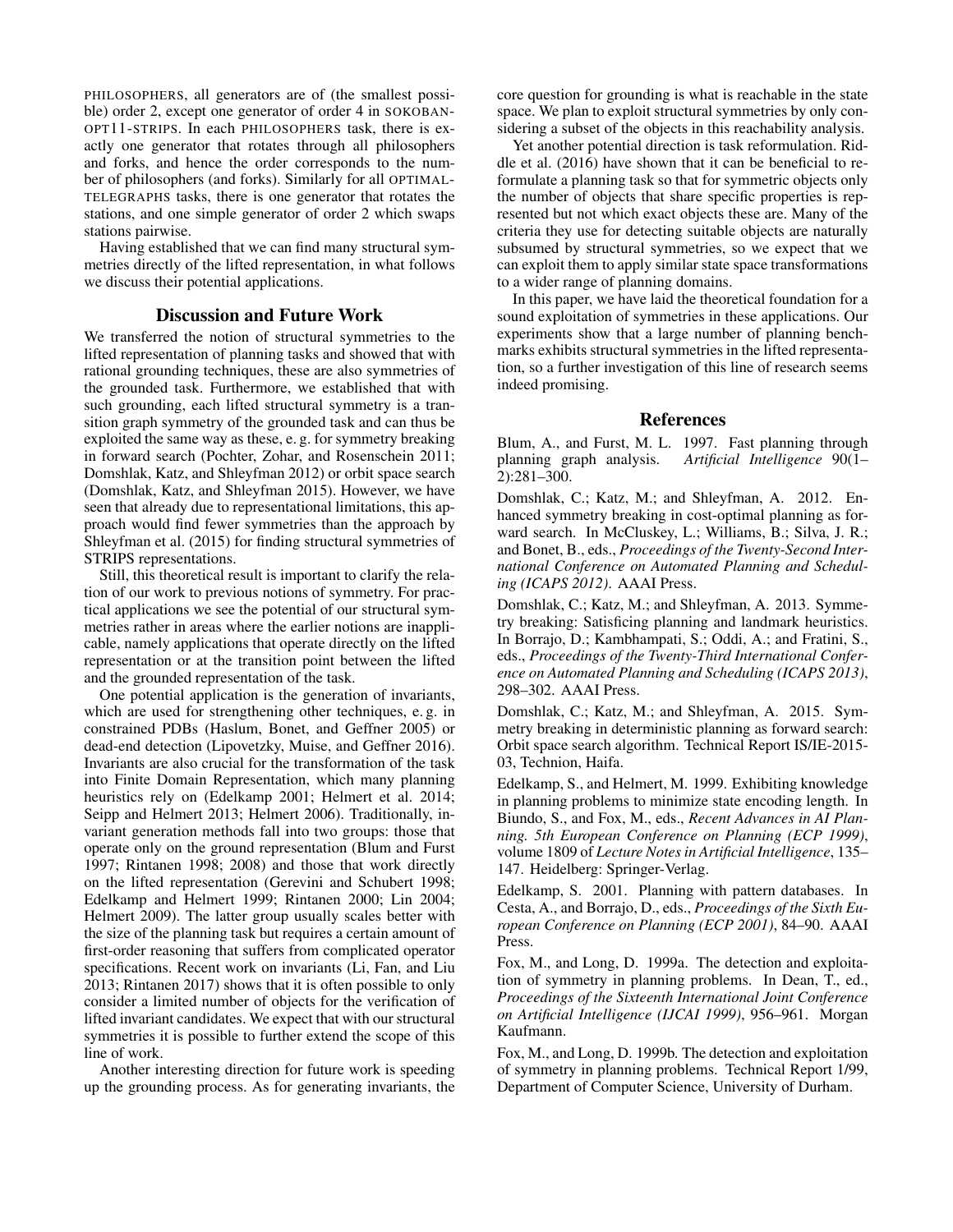PHILOSOPHERS, all generators are of (the smallest possible) order 2, except one generator of order 4 in SOKOBAN-OPT11-STRIPS. In each PHILOSOPHERS task, there is exactly one generator that rotates through all philosophers and forks, and hence the order corresponds to the number of philosophers (and forks). Similarly for all OPTIMAL-TELEGRAPHS tasks, there is one generator that rotates the stations, and one simple generator of order 2 which swaps stations pairwise.

Having established that we can find many structural symmetries directly of the lifted representation, in what follows we discuss their potential applications.

## Discussion and Future Work

We transferred the notion of structural symmetries to the lifted representation of planning tasks and showed that with rational grounding techniques, these are also symmetries of the grounded task. Furthermore, we established that with such grounding, each lifted structural symmetry is a transition graph symmetry of the grounded task and can thus be exploited the same way as these, e. g. for symmetry breaking in forward search (Pochter, Zohar, and Rosenschein 2011; Domshlak, Katz, and Shleyfman 2012) or orbit space search (Domshlak, Katz, and Shleyfman 2015). However, we have seen that already due to representational limitations, this approach would find fewer symmetries than the approach by Shleyfman et al. (2015) for finding structural symmetries of STRIPS representations.

Still, this theoretical result is important to clarify the relation of our work to previous notions of symmetry. For practical applications we see the potential of our structural symmetries rather in areas where the earlier notions are inapplicable, namely applications that operate directly on the lifted representation or at the transition point between the lifted and the grounded representation of the task.

One potential application is the generation of invariants, which are used for strengthening other techniques, e. g. in constrained PDBs (Haslum, Bonet, and Geffner 2005) or dead-end detection (Lipovetzky, Muise, and Geffner 2016). Invariants are also crucial for the transformation of the task into Finite Domain Representation, which many planning heuristics rely on (Edelkamp 2001; Helmert et al. 2014; Seipp and Helmert 2013; Helmert 2006). Traditionally, invariant generation methods fall into two groups: those that operate only on the ground representation (Blum and Furst 1997; Rintanen 1998; 2008) and those that work directly on the lifted representation (Gerevini and Schubert 1998; Edelkamp and Helmert 1999; Rintanen 2000; Lin 2004; Helmert 2009). The latter group usually scales better with the size of the planning task but requires a certain amount of first-order reasoning that suffers from complicated operator specifications. Recent work on invariants (Li, Fan, and Liu 2013; Rintanen 2017) shows that it is often possible to only consider a limited number of objects for the verification of lifted invariant candidates. We expect that with our structural symmetries it is possible to further extend the scope of this line of work.

Another interesting direction for future work is speeding up the grounding process. As for generating invariants, the core question for grounding is what is reachable in the state space. We plan to exploit structural symmetries by only considering a subset of the objects in this reachability analysis.

Yet another potential direction is task reformulation. Riddle et al. (2016) have shown that it can be beneficial to reformulate a planning task so that for symmetric objects only the number of objects that share specific properties is represented but not which exact objects these are. Many of the criteria they use for detecting suitable objects are naturally subsumed by structural symmetries, so we expect that we can exploit them to apply similar state space transformations to a wider range of planning domains.

In this paper, we have laid the theoretical foundation for a sound exploitation of symmetries in these applications. Our experiments show that a large number of planning benchmarks exhibits structural symmetries in the lifted representation, so a further investigation of this line of research seems indeed promising.

## References

Blum, A., and Furst, M. L. 1997. Fast planning through planning graph analysis. *Artificial Intelligence* 90(1–2):281–300.

Domshlak, C.; Katz, M.; and Shleyfman, A. 2012. Enhanced symmetry breaking in cost-optimal planning as forward search. In McCluskey, L.; Williams, B.; Silva, J. R.; and Bonet, B., eds., *Proceedings of the Twenty-Second International Conference on Automated Planning and Scheduling (ICAPS 2012)*. AAAI Press.

Domshlak, C.; Katz, M.; and Shleyfman, A. 2013. Symmetry breaking: Satisficing planning and landmark heuristics. In Borrajo, D.; Kambhampati, S.; Oddi, A.; and Fratini, S., eds., *Proceedings of the Twenty-Third International Conference on Automated Planning and Scheduling (ICAPS 2013)*, 298–302. AAAI Press.

Domshlak, C.; Katz, M.; and Shleyfman, A. 2015. Symmetry breaking in deterministic planning as forward search: Orbit space search algorithm. Technical Report IS/IE-2015-03, Technion, Haifa.

Edelkamp, S., and Helmert, M. 1999. Exhibiting knowledge in planning problems to minimize state encoding length. In Biundo, S., and Fox, M., eds., *Recent Advances in AI Planning. 5th European Conference on Planning (ECP 1999)*, volume 1809 of *Lecture Notes in Artificial Intelligence*, 135–147. Heidelberg: Springer-Verlag.

Edelkamp, S. 2001. Planning with pattern databases. In Cesta, A., and Borrajo, D., eds., *Proceedings of the Sixth European Conference on Planning (ECP 2001)*, 84–90. AAAI Press.

Fox, M., and Long, D. 1999a. The detection and exploitation of symmetry in planning problems. In Dean, T., ed., *Proceedings of the Sixteenth International Joint Conference on Artificial Intelligence (IJCAI 1999)*, 956–961. Morgan Kaufmann.

Fox, M., and Long, D. 1999b. The detection and exploitation of symmetry in planning problems. Technical Report 1/99, Department of Computer Science, University of Durham.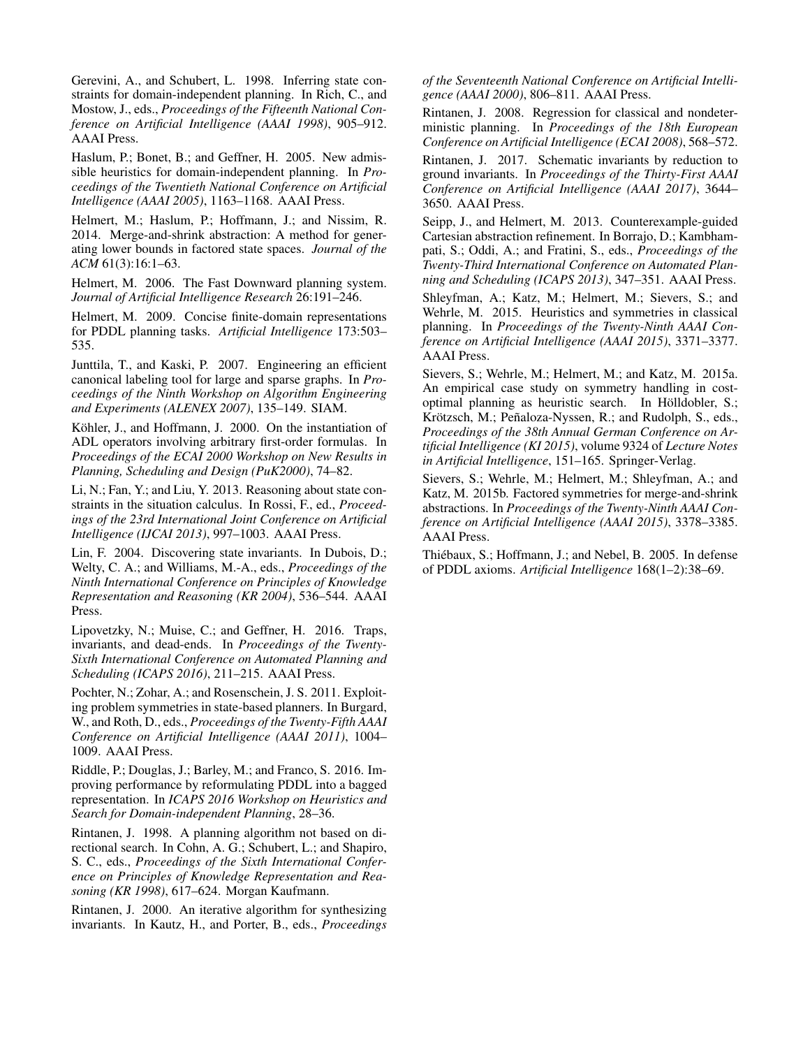Gerevini, A., and Schubert, L. 1998. Inferring state constraints for domain-independent planning. In Rich, C., and Mostow, J., eds., *Proceedings of the Fifteenth National Conference on Artificial Intelligence (AAAI 1998)*, 905–912. AAAI Press.

Haslum, P.; Bonet, B.; and Geffner, H. 2005. New admissible heuristics for domain-independent planning. In *Proceedings of the Twentieth National Conference on Artificial Intelligence (AAAI 2005)*, 1163–1168. AAAI Press.

Helmert, M.; Haslum, P.; Hoffmann, J.; and Nissim, R. 2014. Merge-and-shrink abstraction: A method for generating lower bounds in factored state spaces. *Journal of the ACM* 61(3):16:1–63.

Helmert, M. 2006. The Fast Downward planning system. *Journal of Artificial Intelligence Research* 26:191–246.

Helmert, M. 2009. Concise finite-domain representations for PDDL planning tasks. *Artificial Intelligence* 173:503–535.

Junttila, T., and Kaski, P. 2007. Engineering an efficient canonical labeling tool for large and sparse graphs. In *Proceedings of the Ninth Workshop on Algorithm Engineering and Experiments (ALENEX 2007)*, 135–149. SIAM.

Köhler, J., and Hoffmann, J. 2000. On the instantiation of ADL operators involving arbitrary first-order formulas. In *Proceedings of the ECAI 2000 Workshop on New Results in Planning, Scheduling and Design (PuK2000)*, 74–82.

Li, N.; Fan, Y.; and Liu, Y. 2013. Reasoning about state constraints in the situation calculus. In Rossi, F., ed., *Proceedings of the 23rd International Joint Conference on Artificial Intelligence (IJCAI 2013)*, 997–1003. AAAI Press.

Lin, F. 2004. Discovering state invariants. In Dubois, D.; Welty, C. A.; and Williams, M.-A., eds., *Proceedings of the Ninth International Conference on Principles of Knowledge Representation and Reasoning (KR 2004)*, 536–544. AAAI Press.

Lipovetzky, N.; Muise, C.; and Geffner, H. 2016. Traps, invariants, and dead-ends. In *Proceedings of the Twenty-Sixth International Conference on Automated Planning and Scheduling (ICAPS 2016)*, 211–215. AAAI Press.

Pochter, N.; Zohar, A.; and Rosenschein, J. S. 2011. Exploiting problem symmetries in state-based planners. In Burgard, W., and Roth, D., eds., *Proceedings of the Twenty-Fifth AAAI Conference on Artificial Intelligence (AAAI 2011)*, 1004–1009. AAAI Press.

Riddle, P.; Douglas, J.; Barley, M.; and Franco, S. 2016. Improving performance by reformulating PDDL into a bagged representation. In *ICAPS 2016 Workshop on Heuristics and Search for Domain-independent Planning*, 28–36.

Rintanen, J. 1998. A planning algorithm not based on directional search. In Cohn, A. G.; Schubert, L.; and Shapiro, S. C., eds., *Proceedings of the Sixth International Conference on Principles of Knowledge Representation and Reasoning (KR 1998)*, 617–624. Morgan Kaufmann.

Rintanen, J. 2000. An iterative algorithm for synthesizing invariants. In Kautz, H., and Porter, B., eds., *Proceedings of the Seventeenth National Conference on Artificial Intelligence (AAAI 2000)*, 806–811. AAAI Press.

Rintanen, J. 2008. Regression for classical and nondeterministic planning. In *Proceedings of the 18th European Conference on Artificial Intelligence (ECAI 2008)*, 568–572.

Rintanen, J. 2017. Schematic invariants by reduction to ground invariants. In *Proceedings of the Thirty-First AAAI Conference on Artificial Intelligence (AAAI 2017)*, 3644–3650. AAAI Press.

Seipp, J., and Helmert, M. 2013. Counterexample-guided Cartesian abstraction refinement. In Borrajo, D.; Kambhampati, S.; Oddi, A.; and Fratini, S., eds., *Proceedings of the Twenty-Third International Conference on Automated Planning and Scheduling (ICAPS 2013)*, 347–351. AAAI Press.

Shleyfman, A.; Katz, M.; Helmert, M.; Sievers, S.; and Wehrle, M. 2015. Heuristics and symmetries in classical planning. In *Proceedings of the Twenty-Ninth AAAI Conference on Artificial Intelligence (AAAI 2015)*, 3371–3377. AAAI Press.

Sievers, S.; Wehrle, M.; Helmert, M.; and Katz, M. 2015a. An empirical case study on symmetry handling in cost-optimal planning as heuristic search. In Hölldobler, S.; Krötzsch, M.; Peñaloza-Nyssen, R.; and Rudolph, S., eds., *Proceedings of the 38th Annual German Conference on Artificial Intelligence (KI 2015)*, volume 9324 of *Lecture Notes in Artificial Intelligence*, 151–165. Springer-Verlag.

Sievers, S.; Wehrle, M.; Helmert, M.; Shleyfman, A.; and Katz, M. 2015b. Factored symmetries for merge-and-shrink abstractions. In *Proceedings of the Twenty-Ninth AAAI Conference on Artificial Intelligence (AAAI 2015)*, 3378–3385. AAAI Press.

Thiébaux, S.; Hoffmann, J.; and Nebel, B. 2005. In defense of PDDL axioms. *Artificial Intelligence* 168(1–2):38–69.